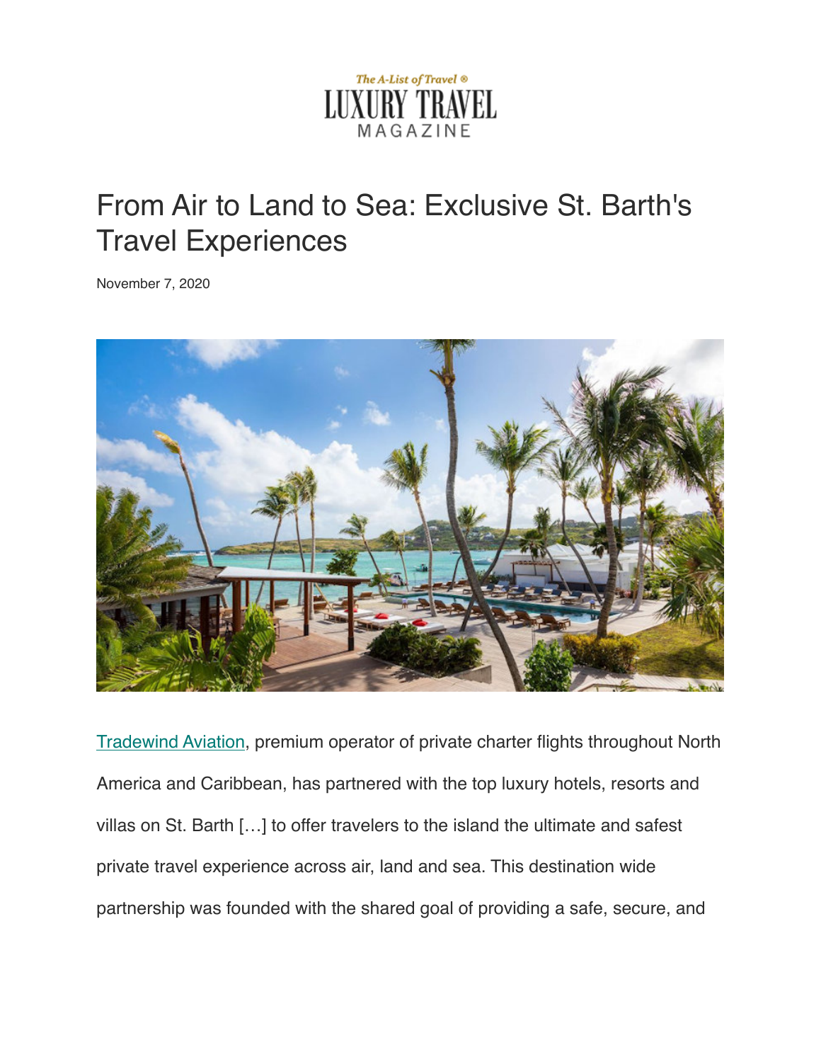The A-List of Travel ®
LUXURY TRAVEL
MAGAZINE

# From Air to Land to Sea: Exclusive St. Barth's Travel Experiences

November 7, 2020

Tradewind Aviation, premium operator of private charter flights throughout North America and Caribbean, has partnered with the top luxury hotels, resorts and villas on St. Barth […] to offer travelers to the island the ultimate and safest private travel experience across air, land and sea. This destination wide partnership was founded with the shared goal of providing a safe, secure, and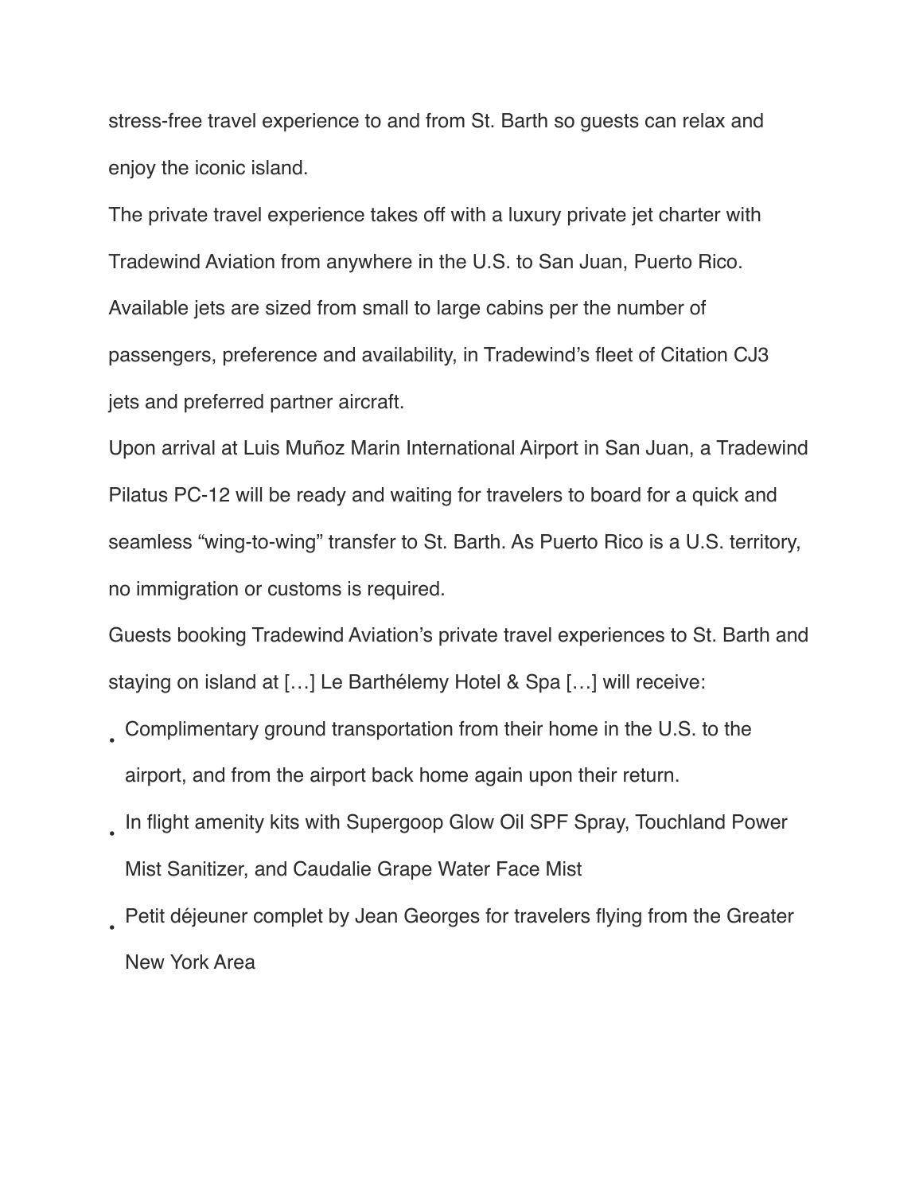stress-free travel experience to and from St. Barth so guests can relax and enjoy the iconic island.

The private travel experience takes off with a luxury private jet charter with Tradewind Aviation from anywhere in the U.S. to San Juan, Puerto Rico. Available jets are sized from small to large cabins per the number of passengers, preference and availability, in Tradewind's fleet of Citation CJ3 jets and preferred partner aircraft.

Upon arrival at Luis Muñoz Marin International Airport in San Juan, a Tradewind Pilatus PC-12 will be ready and waiting for travelers to board for a quick and seamless "wing-to-wing" transfer to St. Barth. As Puerto Rico is a U.S. territory, no immigration or customs is required.

Guests booking Tradewind Aviation's private travel experiences to St. Barth and staying on island at […] Le Barthélemy Hotel & Spa […] will receive:

- Complimentary ground transportation from their home in the U.S. to the airport, and from the airport back home again upon their return.
- In flight amenity kits with Supergoop Glow Oil SPF Spray, Touchland Power Mist Sanitizer, and Caudalie Grape Water Face Mist
- Petit déjeuner complet by Jean Georges for travelers flying from the Greater New York Area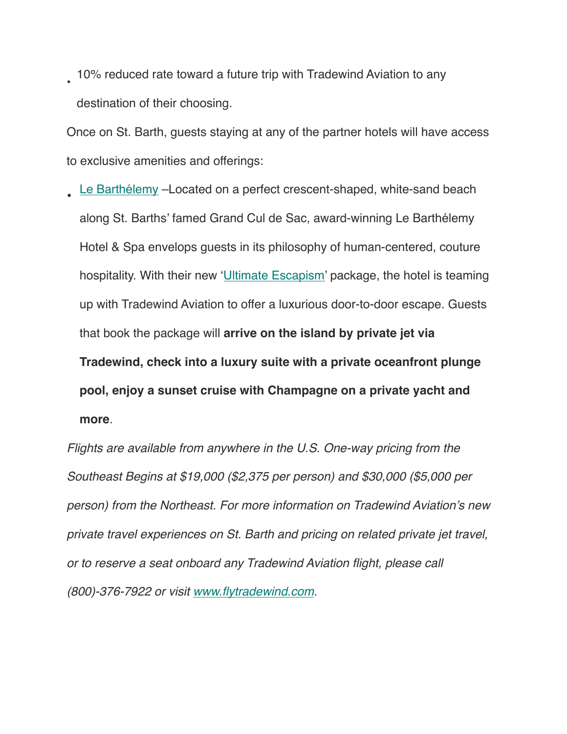- 10% reduced rate toward a future trip with Tradewind Aviation to any destination of their choosing.

Once on St. Barth, guests staying at any of the partner hotels will have access to exclusive amenities and offerings:

- Le Barthélemy –Located on a perfect crescent-shaped, white-sand beach along St. Barths' famed Grand Cul de Sac, award-winning Le Barthélemy Hotel & Spa envelops guests in its philosophy of human-centered, couture hospitality. With their new 'Ultimate Escapism' package, the hotel is teaming up with Tradewind Aviation to offer a luxurious door-to-door escape. Guests that book the package will **arrive on the island by private jet via Tradewind, check into a luxury suite with a private oceanfront plunge pool, enjoy a sunset cruise with Champagne on a private yacht and more**.

*Flights are available from anywhere in the U.S. One-way pricing from the Southeast Begins at $19,000 ($2,375 per person) and $30,000 ($5,000 per person) from the Northeast. For more information on Tradewind Aviation's new private travel experiences on St. Barth and pricing on related private jet travel, or to reserve a seat onboard any Tradewind Aviation flight, please call (800)-376-7922 or visit www.flytradewind.com.*